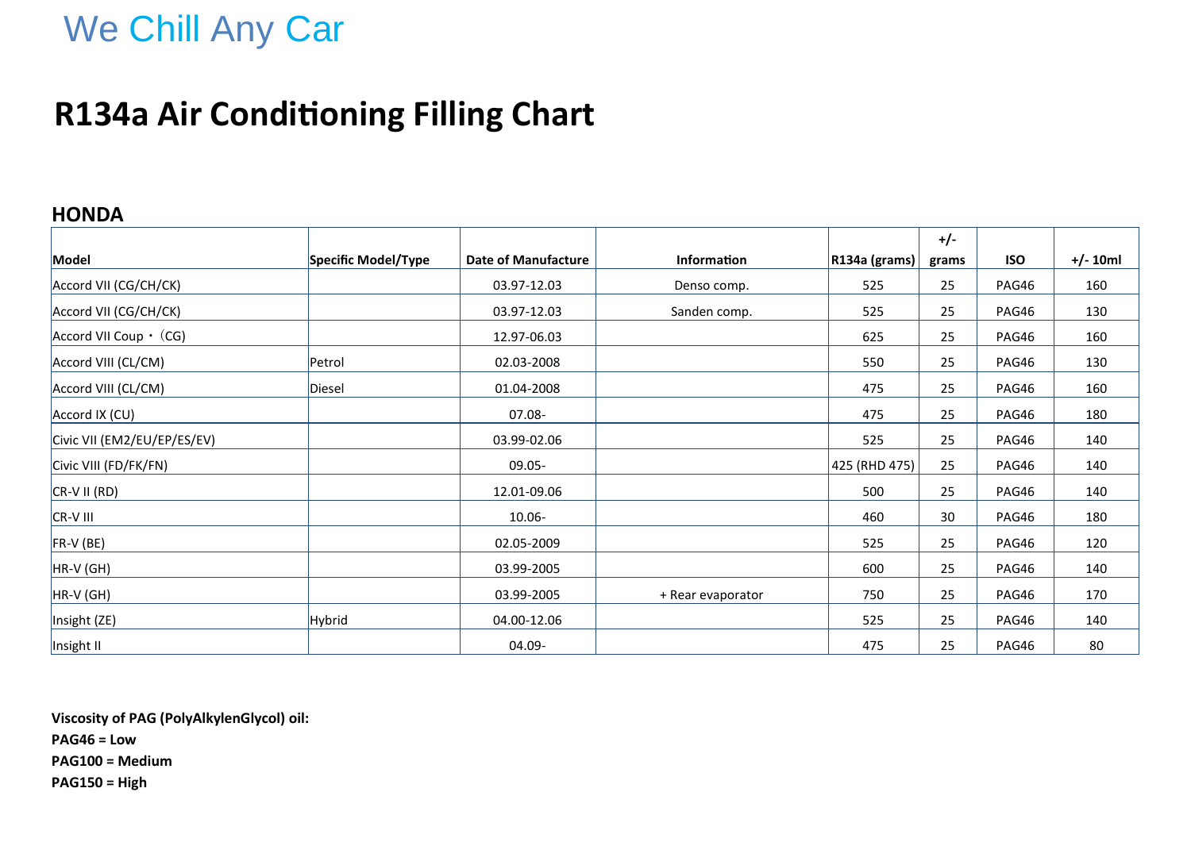We Chill Any Car

# R134a Air Conditioning Filling Chart

## HONDA

| Model | Specific Model/Type | Date of Manufacture | Information | R134a (grams) | +/- grams | ISO | +/- 10ml |
|---|---|---|---|---|---|---|---|
| Accord VII (CG/CH/CK) | | 03.97-12.03 | Denso comp. | 525 | 25 | PAG46 | 160 |
| Accord VII (CG/CH/CK) | | 03.97-12.03 | Sanden comp. | 525 | 25 | PAG46 | 130 |
| Accord VII Coup・（CG) | | 12.97-06.03 | | 625 | 25 | PAG46 | 160 |
| Accord VIII (CL/CM) | Petrol | 02.03-2008 | | 550 | 25 | PAG46 | 130 |
| Accord VIII (CL/CM) | Diesel | 01.04-2008 | | 475 | 25 | PAG46 | 160 |
| Accord IX (CU) | | 07.08- | | 475 | 25 | PAG46 | 180 |
| Civic VII (EM2/EU/EP/ES/EV) | | 03.99-02.06 | | 525 | 25 | PAG46 | 140 |
| Civic VIII (FD/FK/FN) | | 09.05- | | 425 (RHD 475) | 25 | PAG46 | 140 |
| CR-V II (RD) | | 12.01-09.06 | | 500 | 25 | PAG46 | 140 |
| CR-V III | | 10.06- | | 460 | 30 | PAG46 | 180 |
| FR-V (BE) | | 02.05-2009 | | 525 | 25 | PAG46 | 120 |
| HR-V (GH) | | 03.99-2005 | | 600 | 25 | PAG46 | 140 |
| HR-V (GH) | | 03.99-2005 | + Rear evaporator | 750 | 25 | PAG46 | 170 |
| Insight (ZE) | Hybrid | 04.00-12.06 | | 525 | 25 | PAG46 | 140 |
| Insight II | | 04.09- | | 475 | 25 | PAG46 | 80 |

**Viscosity of PAG (PolyAlkylenGlycol) oil:**

**PAG46 = Low**

**PAG100 = Medium**

**PAG150 = High**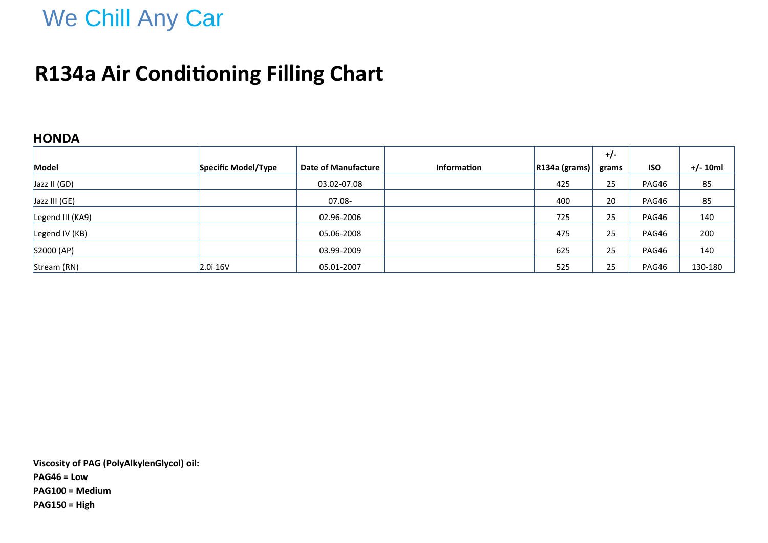We Chill Any Car

# R134a Air Conditioning Filling Chart

## HONDA

| Model | Specific Model/Type | Date of Manufacture | Information | R134a (grams) | +/- grams | ISO | +/- 10ml |
|---|---|---|---|---|---|---|---|
| Jazz II (GD) | | 03.02-07.08 | | 425 | 25 | PAG46 | 85 |
| Jazz III (GE) | | 07.08- | | 400 | 20 | PAG46 | 85 |
| Legend III (KA9) | | 02.96-2006 | | 725 | 25 | PAG46 | 140 |
| Legend IV (KB) | | 05.06-2008 | | 475 | 25 | PAG46 | 200 |
| S2000 (AP) | | 03.99-2009 | | 625 | 25 | PAG46 | 140 |
| Stream (RN) | 2.0i 16V | 05.01-2007 | | 525 | 25 | PAG46 | 130-180 |

**Viscosity of PAG (PolyAlkylenGlycol) oil:**

**PAG46 = Low**

**PAG100 = Medium**

**PAG150 = High**